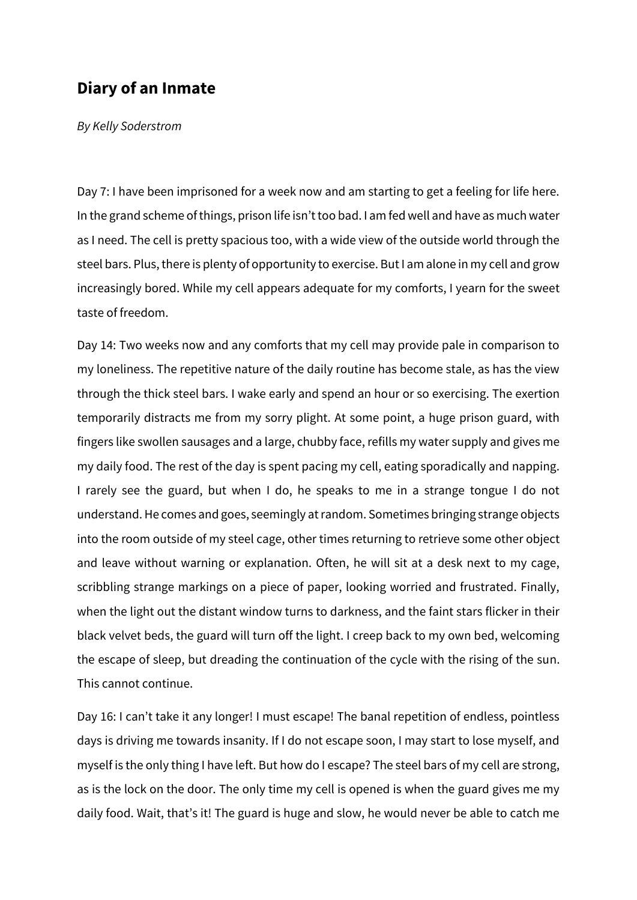# Diary of an Inmate

*By Kelly Soderstrom*

Day 7: I have been imprisoned for a week now and am starting to get a feeling for life here. In the grand scheme of things, prison life isn't too bad. I am fed well and have as much water as I need. The cell is pretty spacious too, with a wide view of the outside world through the steel bars. Plus, there is plenty of opportunity to exercise. But I am alone in my cell and grow increasingly bored. While my cell appears adequate for my comforts, I yearn for the sweet taste of freedom.

Day 14: Two weeks now and any comforts that my cell may provide pale in comparison to my loneliness. The repetitive nature of the daily routine has become stale, as has the view through the thick steel bars. I wake early and spend an hour or so exercising. The exertion temporarily distracts me from my sorry plight. At some point, a huge prison guard, with fingers like swollen sausages and a large, chubby face, refills my water supply and gives me my daily food. The rest of the day is spent pacing my cell, eating sporadically and napping. I rarely see the guard, but when I do, he speaks to me in a strange tongue I do not understand. He comes and goes, seemingly at random. Sometimes bringing strange objects into the room outside of my steel cage, other times returning to retrieve some other object and leave without warning or explanation. Often, he will sit at a desk next to my cage, scribbling strange markings on a piece of paper, looking worried and frustrated. Finally, when the light out the distant window turns to darkness, and the faint stars flicker in their black velvet beds, the guard will turn off the light. I creep back to my own bed, welcoming the escape of sleep, but dreading the continuation of the cycle with the rising of the sun. This cannot continue.

Day 16: I can't take it any longer! I must escape! The banal repetition of endless, pointless days is driving me towards insanity. If I do not escape soon, I may start to lose myself, and myself is the only thing I have left. But how do I escape? The steel bars of my cell are strong, as is the lock on the door. The only time my cell is opened is when the guard gives me my daily food. Wait, that's it! The guard is huge and slow, he would never be able to catch me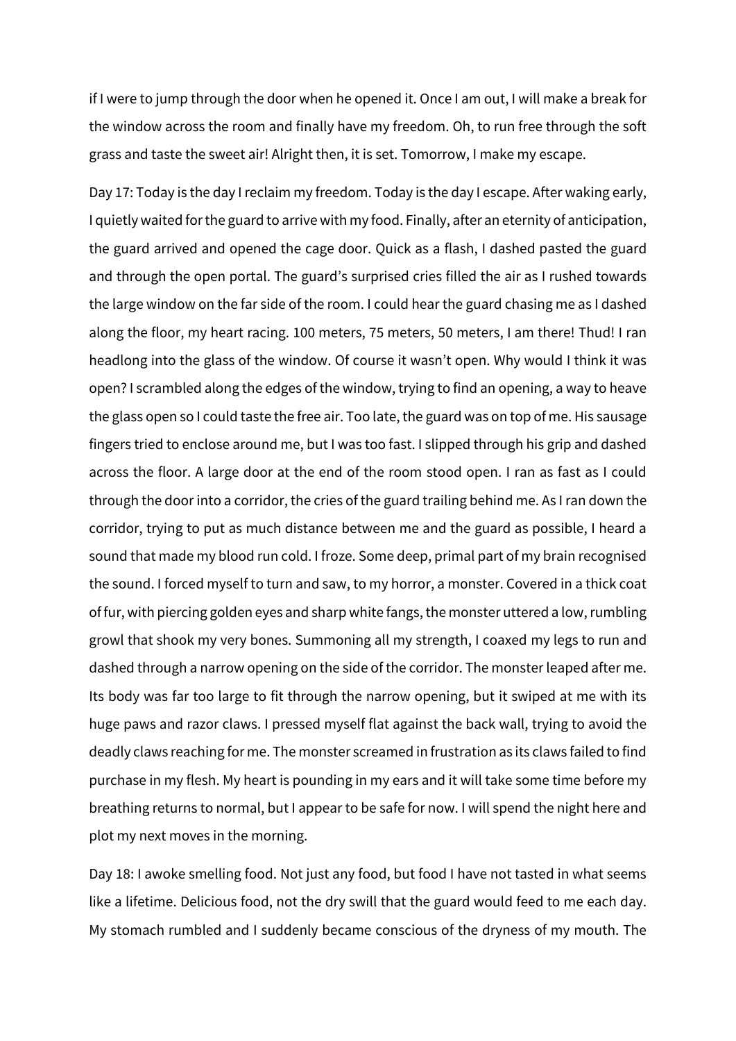if I were to jump through the door when he opened it. Once I am out, I will make a break for the window across the room and finally have my freedom. Oh, to run free through the soft grass and taste the sweet air! Alright then, it is set. Tomorrow, I make my escape.

Day 17: Today is the day I reclaim my freedom. Today is the day I escape. After waking early, I quietly waited for the guard to arrive with my food. Finally, after an eternity of anticipation, the guard arrived and opened the cage door. Quick as a flash, I dashed pasted the guard and through the open portal. The guard's surprised cries filled the air as I rushed towards the large window on the far side of the room. I could hear the guard chasing me as I dashed along the floor, my heart racing. 100 meters, 75 meters, 50 meters, I am there! Thud! I ran headlong into the glass of the window. Of course it wasn't open. Why would I think it was open? I scrambled along the edges of the window, trying to find an opening, a way to heave the glass open so I could taste the free air. Too late, the guard was on top of me. His sausage fingers tried to enclose around me, but I was too fast. I slipped through his grip and dashed across the floor. A large door at the end of the room stood open. I ran as fast as I could through the door into a corridor, the cries of the guard trailing behind me. As I ran down the corridor, trying to put as much distance between me and the guard as possible, I heard a sound that made my blood run cold. I froze. Some deep, primal part of my brain recognised the sound. I forced myself to turn and saw, to my horror, a monster. Covered in a thick coat of fur, with piercing golden eyes and sharp white fangs, the monster uttered a low, rumbling growl that shook my very bones. Summoning all my strength, I coaxed my legs to run and dashed through a narrow opening on the side of the corridor. The monster leaped after me. Its body was far too large to fit through the narrow opening, but it swiped at me with its huge paws and razor claws. I pressed myself flat against the back wall, trying to avoid the deadly claws reaching for me. The monster screamed in frustration as its claws failed to find purchase in my flesh. My heart is pounding in my ears and it will take some time before my breathing returns to normal, but I appear to be safe for now. I will spend the night here and plot my next moves in the morning.

Day 18: I awoke smelling food. Not just any food, but food I have not tasted in what seems like a lifetime. Delicious food, not the dry swill that the guard would feed to me each day. My stomach rumbled and I suddenly became conscious of the dryness of my mouth. The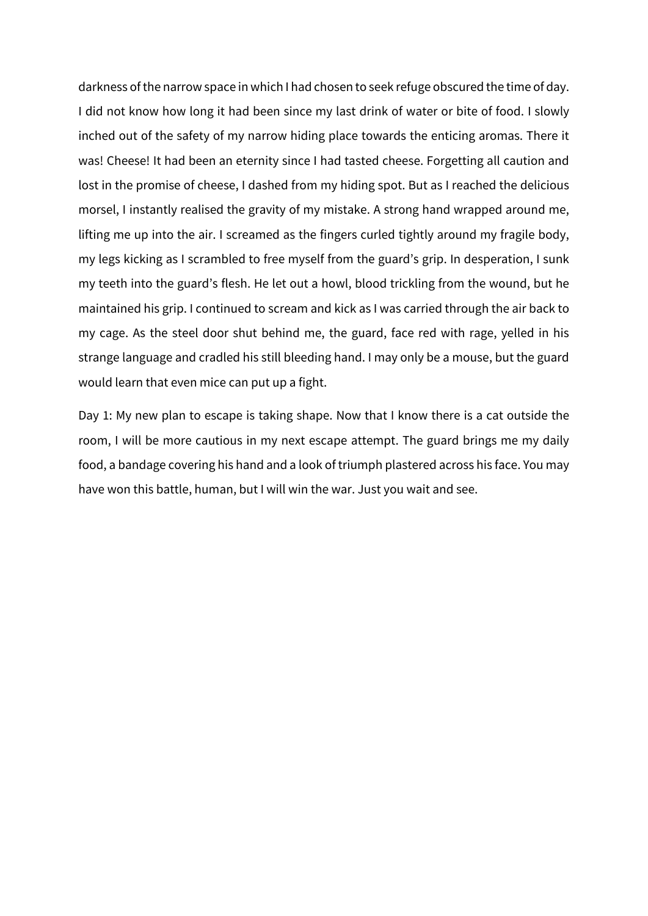darkness of the narrow space in which I had chosen to seek refuge obscured the time of day. I did not know how long it had been since my last drink of water or bite of food. I slowly inched out of the safety of my narrow hiding place towards the enticing aromas. There it was! Cheese! It had been an eternity since I had tasted cheese. Forgetting all caution and lost in the promise of cheese, I dashed from my hiding spot. But as I reached the delicious morsel, I instantly realised the gravity of my mistake. A strong hand wrapped around me, lifting me up into the air. I screamed as the fingers curled tightly around my fragile body, my legs kicking as I scrambled to free myself from the guard's grip. In desperation, I sunk my teeth into the guard's flesh. He let out a howl, blood trickling from the wound, but he maintained his grip. I continued to scream and kick as I was carried through the air back to my cage. As the steel door shut behind me, the guard, face red with rage, yelled in his strange language and cradled his still bleeding hand. I may only be a mouse, but the guard would learn that even mice can put up a fight.

Day 1: My new plan to escape is taking shape. Now that I know there is a cat outside the room, I will be more cautious in my next escape attempt. The guard brings me my daily food, a bandage covering his hand and a look of triumph plastered across his face. You may have won this battle, human, but I will win the war. Just you wait and see.